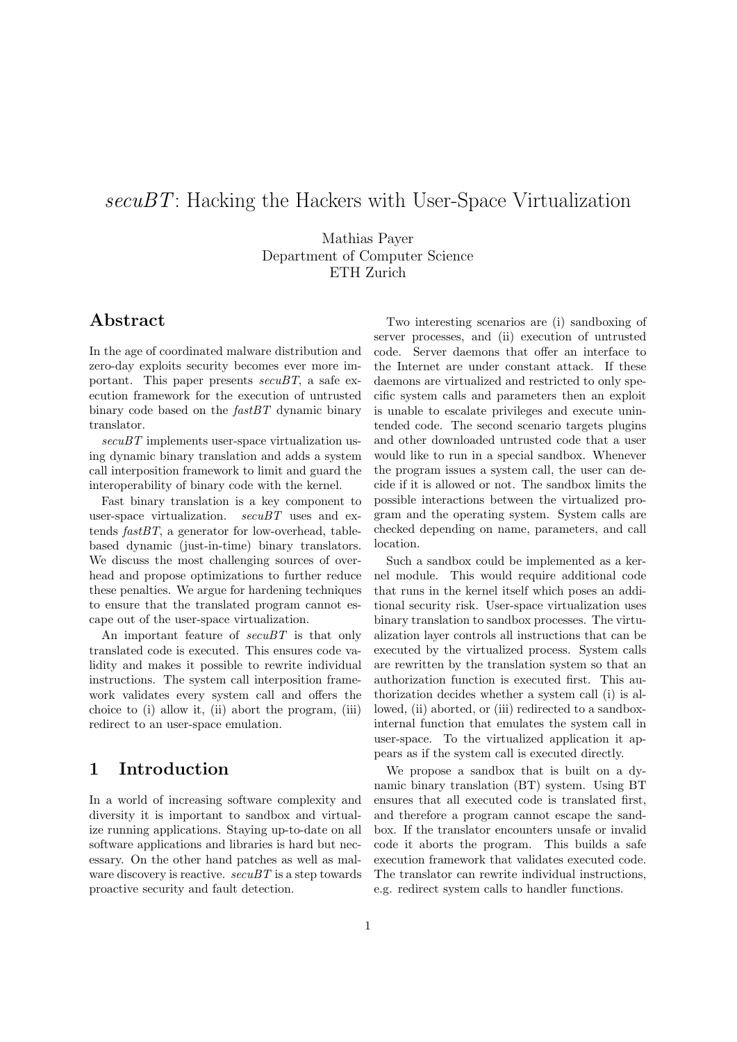# *secuBT*: Hacking the Hackers with User-Space Virtualization

Mathias Payer
Department of Computer Science
ETH Zurich

## Abstract

In the age of coordinated malware distribution and zero-day exploits security becomes ever more important. This paper presents *secuBT*, a safe execution framework for the execution of untrusted binary code based on the *fastBT* dynamic binary translator.

*secuBT* implements user-space virtualization using dynamic binary translation and adds a system call interposition framework to limit and guard the interoperability of binary code with the kernel.

Fast binary translation is a key component to user-space virtualization. *secuBT* uses and extends *fastBT*, a generator for low-overhead, table-based dynamic (just-in-time) binary translators. We discuss the most challenging sources of overhead and propose optimizations to further reduce these penalties. We argue for hardening techniques to ensure that the translated program cannot escape out of the user-space virtualization.

An important feature of *secuBT* is that only translated code is executed. This ensures code validity and makes it possible to rewrite individual instructions. The system call interposition framework validates every system call and offers the choice to (i) allow it, (ii) abort the program, (iii) redirect to an user-space emulation.

## 1 Introduction

In a world of increasing software complexity and diversity it is important to sandbox and virtualize running applications. Staying up-to-date on all software applications and libraries is hard but necessary. On the other hand patches as well as malware discovery is reactive. *secuBT* is a step towards proactive security and fault detection.

Two interesting scenarios are (i) sandboxing of server processes, and (ii) execution of untrusted code. Server daemons that offer an interface to the Internet are under constant attack. If these daemons are virtualized and restricted to only specific system calls and parameters then an exploit is unable to escalate privileges and execute unintended code. The second scenario targets plugins and other downloaded untrusted code that a user would like to run in a special sandbox. Whenever the program issues a system call, the user can decide if it is allowed or not. The sandbox limits the possible interactions between the virtualized program and the operating system. System calls are checked depending on name, parameters, and call location.

Such a sandbox could be implemented as a kernel module. This would require additional code that runs in the kernel itself which poses an additional security risk. User-space virtualization uses binary translation to sandbox processes. The virtualization layer controls all instructions that can be executed by the virtualized process. System calls are rewritten by the translation system so that an authorization function is executed first. This authorization decides whether a system call (i) is allowed, (ii) aborted, or (iii) redirected to a sandbox-internal function that emulates the system call in user-space. To the virtualized application it appears as if the system call is executed directly.

We propose a sandbox that is built on a dynamic binary translation (BT) system. Using BT ensures that all executed code is translated first, and therefore a program cannot escape the sandbox. If the translator encounters unsafe or invalid code it aborts the program. This builds a safe execution framework that validates executed code. The translator can rewrite individual instructions, e.g. redirect system calls to handler functions.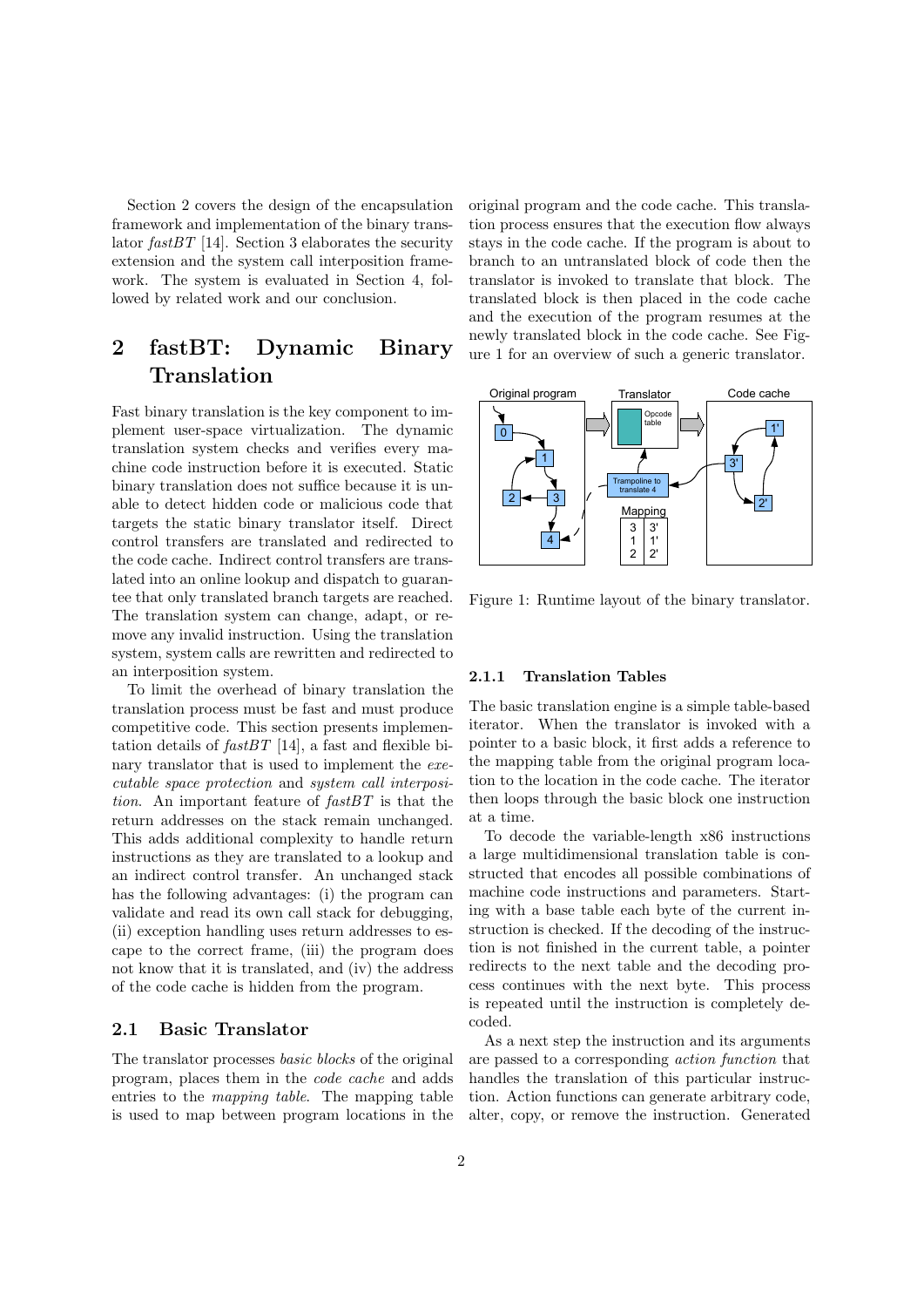Section 2 covers the design of the encapsulation framework and implementation of the binary translator *fastBT* [14]. Section 3 elaborates the security extension and the system call interposition framework. The system is evaluated in Section 4, followed by related work and our conclusion.

## 2 fastBT: Dynamic Binary Translation

Fast binary translation is the key component to implement user-space virtualization. The dynamic translation system checks and verifies every machine code instruction before it is executed. Static binary translation does not suffice because it is unable to detect hidden code or malicious code that targets the static binary translator itself. Direct control transfers are translated and redirected to the code cache. Indirect control transfers are translated into an online lookup and dispatch to guarantee that only translated branch targets are reached. The translation system can change, adapt, or remove any invalid instruction. Using the translation system, system calls are rewritten and redirected to an interposition system.

To limit the overhead of binary translation the translation process must be fast and must produce competitive code. This section presents implementation details of *fastBT* [14], a fast and flexible binary translator that is used to implement the *executable space protection* and *system call interposition*. An important feature of *fastBT* is that the return addresses on the stack remain unchanged. This adds additional complexity to handle return instructions as they are translated to a lookup and an indirect control transfer. An unchanged stack has the following advantages: (i) the program can validate and read its own call stack for debugging, (ii) exception handling uses return addresses to escape to the correct frame, (iii) the program does not know that it is translated, and (iv) the address of the code cache is hidden from the program.

### 2.1 Basic Translator

The translator processes *basic blocks* of the original program, places them in the *code cache* and adds entries to the *mapping table*. The mapping table is used to map between program locations in the original program and the code cache. This translation process ensures that the execution flow always stays in the code cache. If the program is about to branch to an untranslated block of code then the translator is invoked to translate that block. The translated block is then placed in the code cache and the execution of the program resumes at the newly translated block in the code cache. See Figure 1 for an overview of such a generic translator.

Figure 1: Runtime layout of the binary translator.

#### 2.1.1 Translation Tables

The basic translation engine is a simple table-based iterator. When the translator is invoked with a pointer to a basic block, it first adds a reference to the mapping table from the original program location to the location in the code cache. The iterator then loops through the basic block one instruction at a time.

To decode the variable-length x86 instructions a large multidimensional translation table is constructed that encodes all possible combinations of machine code instructions and parameters. Starting with a base table each byte of the current instruction is checked. If the decoding of the instruction is not finished in the current table, a pointer redirects to the next table and the decoding process continues with the next byte. This process is repeated until the instruction is completely decoded.

As a next step the instruction and its arguments are passed to a corresponding *action function* that handles the translation of this particular instruction. Action functions can generate arbitrary code, alter, copy, or remove the instruction. Generated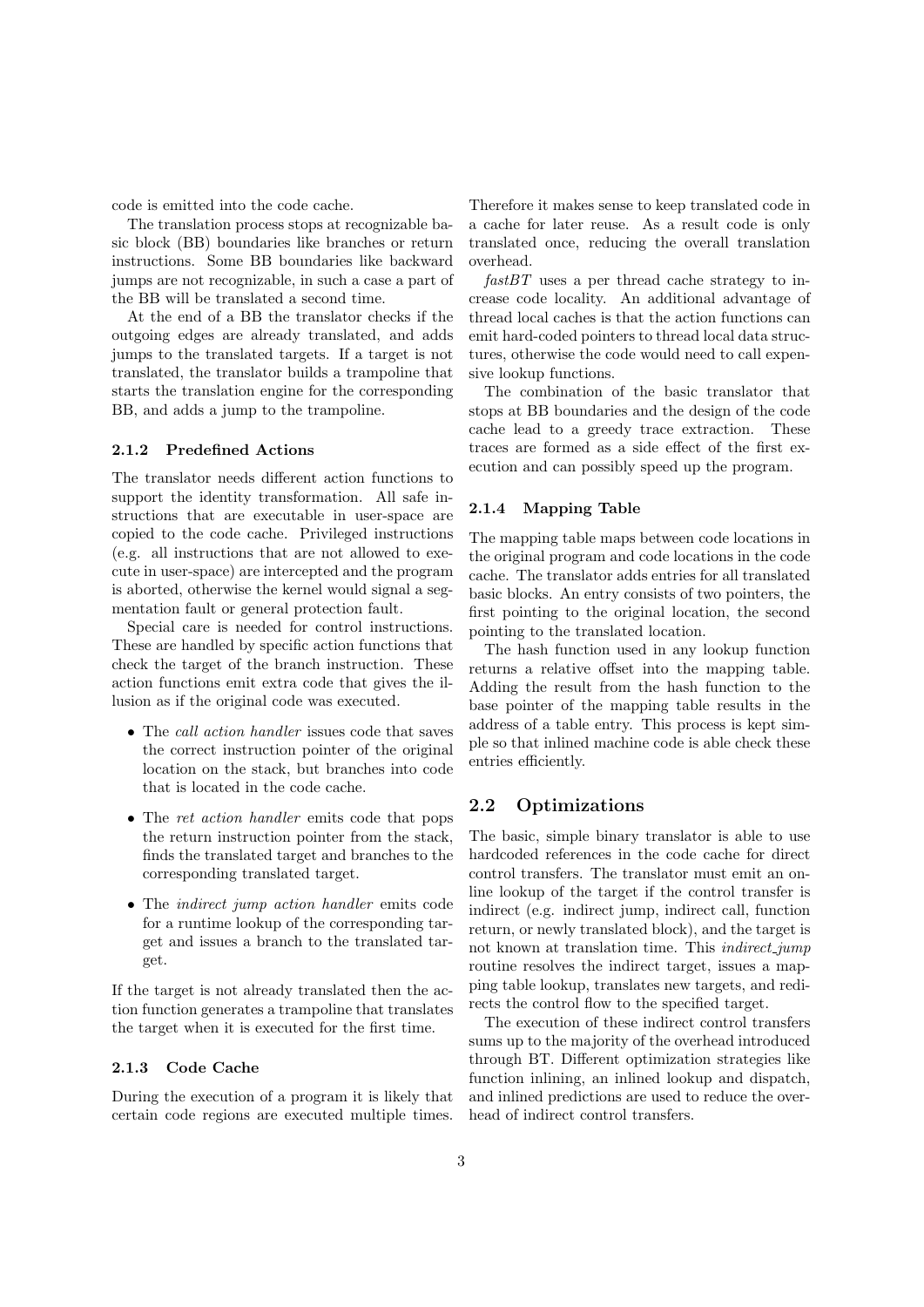code is emitted into the code cache.

The translation process stops at recognizable basic block (BB) boundaries like branches or return instructions. Some BB boundaries like backward jumps are not recognizable, in such a case a part of the BB will be translated a second time.

At the end of a BB the translator checks if the outgoing edges are already translated, and adds jumps to the translated targets. If a target is not translated, the translator builds a trampoline that starts the translation engine for the corresponding BB, and adds a jump to the trampoline.

#### 2.1.2 Predefined Actions

The translator needs different action functions to support the identity transformation. All safe instructions that are executable in user-space are copied to the code cache. Privileged instructions (e.g. all instructions that are not allowed to execute in user-space) are intercepted and the program is aborted, otherwise the kernel would signal a segmentation fault or general protection fault.

Special care is needed for control instructions. These are handled by specific action functions that check the target of the branch instruction. These action functions emit extra code that gives the illusion as if the original code was executed.

- The *call action handler* issues code that saves the correct instruction pointer of the original location on the stack, but branches into code that is located in the code cache.
- The *ret action handler* emits code that pops the return instruction pointer from the stack, finds the translated target and branches to the corresponding translated target.
- The *indirect jump action handler* emits code for a runtime lookup of the corresponding target and issues a branch to the translated target.

If the target is not already translated then the action function generates a trampoline that translates the target when it is executed for the first time.

#### 2.1.3 Code Cache

During the execution of a program it is likely that certain code regions are executed multiple times. Therefore it makes sense to keep translated code in a cache for later reuse. As a result code is only translated once, reducing the overall translation overhead.

*fastBT* uses a per thread cache strategy to increase code locality. An additional advantage of thread local caches is that the action functions can emit hard-coded pointers to thread local data structures, otherwise the code would need to call expensive lookup functions.

The combination of the basic translator that stops at BB boundaries and the design of the code cache lead to a greedy trace extraction. These traces are formed as a side effect of the first execution and can possibly speed up the program.

#### 2.1.4 Mapping Table

The mapping table maps between code locations in the original program and code locations in the code cache. The translator adds entries for all translated basic blocks. An entry consists of two pointers, the first pointing to the original location, the second pointing to the translated location.

The hash function used in any lookup function returns a relative offset into the mapping table. Adding the result from the hash function to the base pointer of the mapping table results in the address of a table entry. This process is kept simple so that inlined machine code is able check these entries efficiently.

### 2.2 Optimizations

The basic, simple binary translator is able to use hardcoded references in the code cache for direct control transfers. The translator must emit an online lookup of the target if the control transfer is indirect (e.g. indirect jump, indirect call, function return, or newly translated block), and the target is not known at translation time. This *indirect_jump* routine resolves the indirect target, issues a mapping table lookup, translates new targets, and redirects the control flow to the specified target.

The execution of these indirect control transfers sums up to the majority of the overhead introduced through BT. Different optimization strategies like function inlining, an inlined lookup and dispatch, and inlined predictions are used to reduce the overhead of indirect control transfers.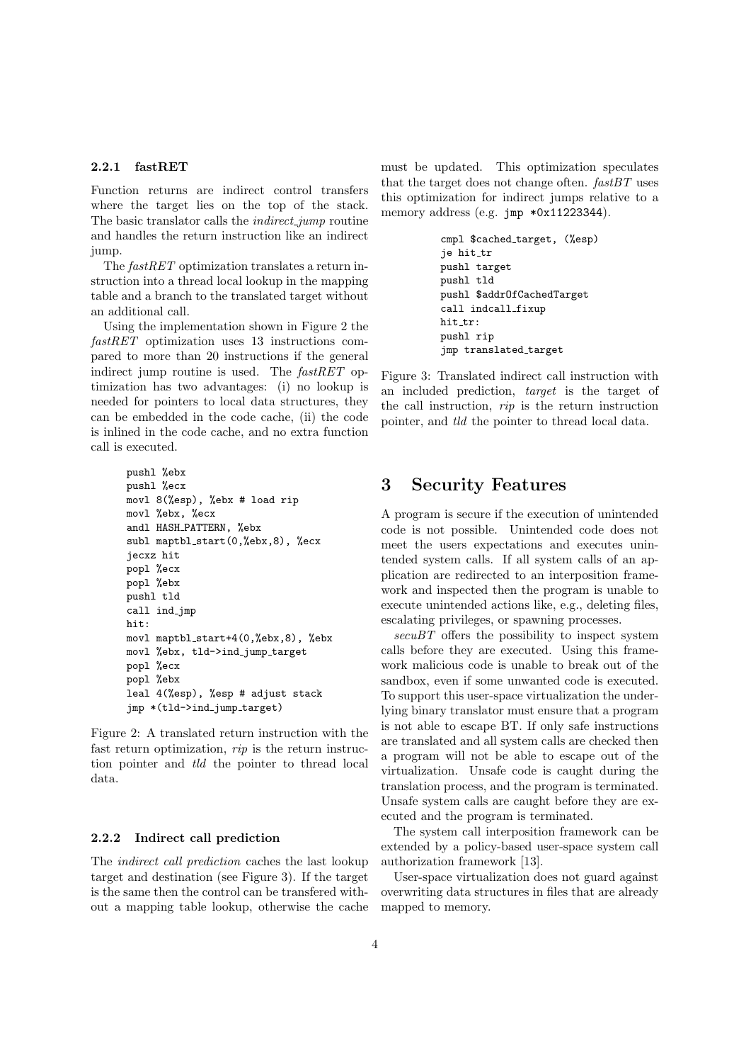#### 2.2.1 fastRET

Function returns are indirect control transfers where the target lies on the top of the stack. The basic translator calls the *indirect_jump* routine and handles the return instruction like an indirect jump.

The *fastRET* optimization translates a return instruction into a thread local lookup in the mapping table and a branch to the translated target without an additional call.

Using the implementation shown in Figure 2 the *fastRET* optimization uses 13 instructions compared to more than 20 instructions if the general indirect jump routine is used. The *fastRET* optimization has two advantages: (i) no lookup is needed for pointers to local data structures, they can be embedded in the code cache, (ii) the code is inlined in the code cache, and no extra function call is executed.

```
pushl %ebx
pushl %ecx
movl 8(%esp), %ebx # load rip
movl %ebx, %ecx
andl HASH_PATTERN, %ebx
subl maptbl_start(0,%ebx,8), %ecx
jecxz hit
popl %ecx
popl %ebx
pushl tld
call ind_jmp
hit:
movl maptbl_start+4(0,%ebx,8), %ebx
movl %ebx, tld->ind_jump_target
popl %ecx
popl %ebx
leal 4(%esp), %esp # adjust stack
jmp *(tld->ind_jump_target)
```

Figure 2: A translated return instruction with the fast return optimization, *rip* is the return instruction pointer and *tld* the pointer to thread local data.

#### 2.2.2 Indirect call prediction

The *indirect call prediction* caches the last lookup target and destination (see Figure 3). If the target is the same then the control can be transfered without a mapping table lookup, otherwise the cache must be updated. This optimization speculates that the target does not change often. *fastBT* uses this optimization for indirect jumps relative to a memory address (e.g. `jmp *0x11223344`).

```
cmpl $cached_target, (%esp)
je hit_tr
pushl target
pushl tld
pushl $addrOfCachedTarget
call indcall_fixup
hit_tr:
pushl rip
jmp translated_target
```

Figure 3: Translated indirect call instruction with an included prediction, *target* is the target of the call instruction, *rip* is the return instruction pointer, and *tld* the pointer to thread local data.

## 3 Security Features

A program is secure if the execution of unintended code is not possible. Unintended code does not meet the users expectations and executes unintended system calls. If all system calls of an application are redirected to an interposition framework and inspected then the program is unable to execute unintended actions like, e.g., deleting files, escalating privileges, or spawning processes.

*secuBT* offers the possibility to inspect system calls before they are executed. Using this framework malicious code is unable to break out of the sandbox, even if some unwanted code is executed. To support this user-space virtualization the underlying binary translator must ensure that a program is not able to escape BT. If only safe instructions are translated and all system calls are checked then a program will not be able to escape out of the virtualization. Unsafe code is caught during the translation process, and the program is terminated. Unsafe system calls are caught before they are executed and the program is terminated.

The system call interposition framework can be extended by a policy-based user-space system call authorization framework [13].

User-space virtualization does not guard against overwriting data structures in files that are already mapped to memory.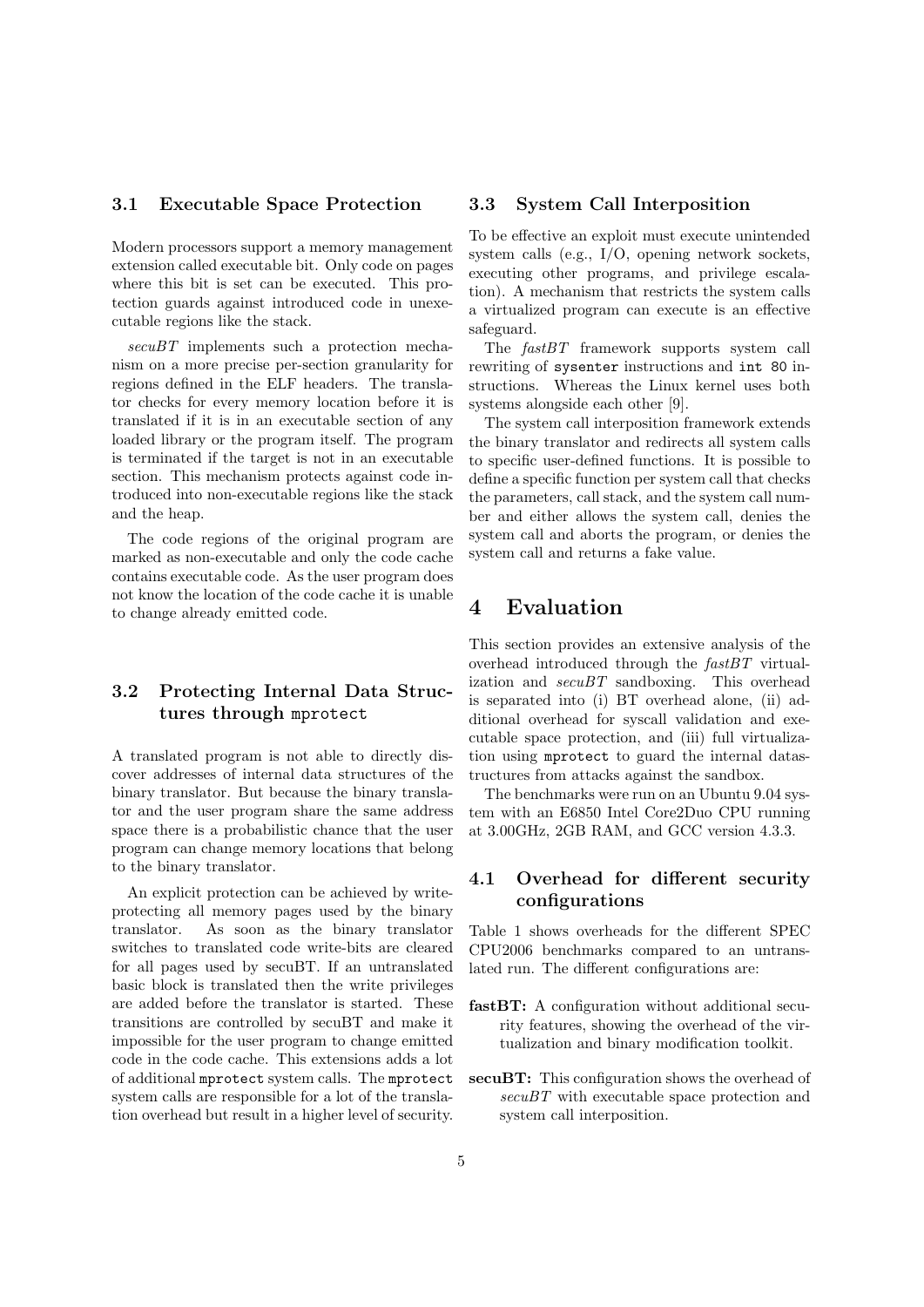### 3.1 Executable Space Protection

Modern processors support a memory management extension called executable bit. Only code on pages where this bit is set can be executed. This protection guards against introduced code in unexecutable regions like the stack.

*secuBT* implements such a protection mechanism on a more precise per-section granularity for regions defined in the ELF headers. The translator checks for every memory location before it is translated if it is in an executable section of any loaded library or the program itself. The program is terminated if the target is not in an executable section. This mechanism protects against code introduced into non-executable regions like the stack and the heap.

The code regions of the original program are marked as non-executable and only the code cache contains executable code. As the user program does not know the location of the code cache it is unable to change already emitted code.

### 3.2 Protecting Internal Data Structures through `mprotect`

A translated program is not able to directly discover addresses of internal data structures of the binary translator. But because the binary translator and the user program share the same address space there is a probabilistic chance that the user program can change memory locations that belong to the binary translator.

An explicit protection can be achieved by write-protecting all memory pages used by the binary translator. As soon as the binary translator switches to translated code write-bits are cleared for all pages used by secuBT. If an untranslated basic block is translated then the write privileges are added before the translator is started. These transitions are controlled by secuBT and make it impossible for the user program to change emitted code in the code cache. This extensions adds a lot of additional `mprotect` system calls. The `mprotect` system calls are responsible for a lot of the translation overhead but result in a higher level of security.

### 3.3 System Call Interposition

To be effective an exploit must execute unintended system calls (e.g., I/O, opening network sockets, executing other programs, and privilege escalation). A mechanism that restricts the system calls a virtualized program can execute is an effective safeguard.

The *fastBT* framework supports system call rewriting of `sysenter` instructions and `int 80` instructions. Whereas the Linux kernel uses both systems alongside each other [9].

The system call interposition framework extends the binary translator and redirects all system calls to specific user-defined functions. It is possible to define a specific function per system call that checks the parameters, call stack, and the system call number and either allows the system call, denies the system call and aborts the program, or denies the system call and returns a fake value.

## 4 Evaluation

This section provides an extensive analysis of the overhead introduced through the *fastBT* virtualization and *secuBT* sandboxing. This overhead is separated into (i) BT overhead alone, (ii) additional overhead for syscall validation and executable space protection, and (iii) full virtualization using `mprotect` to guard the internal datastructures from attacks against the sandbox.

The benchmarks were run on an Ubuntu 9.04 system with an E6850 Intel Core2Duo CPU running at 3.00GHz, 2GB RAM, and GCC version 4.3.3.

### 4.1 Overhead for different security configurations

Table 1 shows overheads for the different SPEC CPU2006 benchmarks compared to an untranslated run. The different configurations are:

- **fastBT:** A configuration without additional security features, showing the overhead of the virtualization and binary modification toolkit.
- **secuBT:** This configuration shows the overhead of *secuBT* with executable space protection and system call interposition.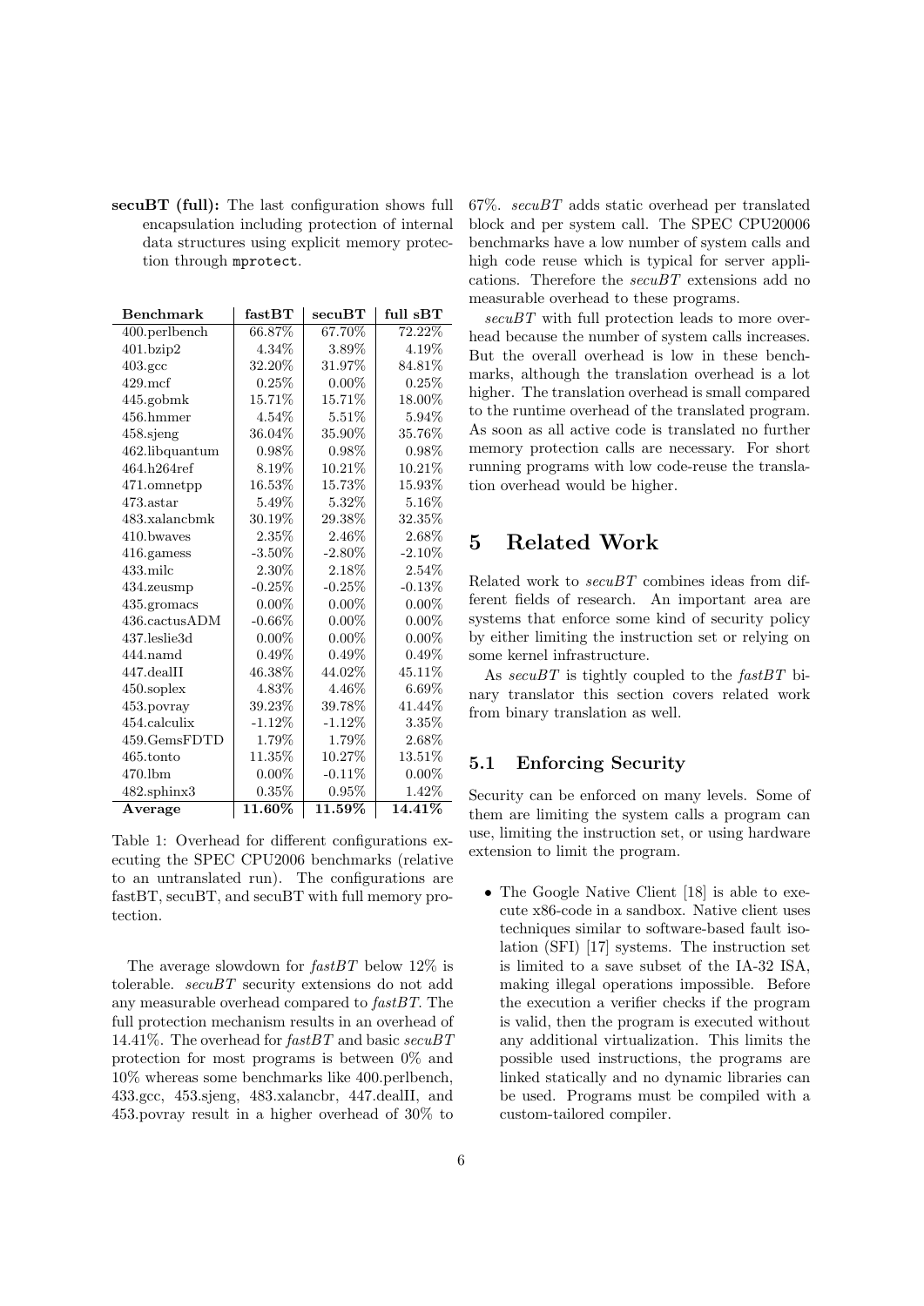**secuBT (full):** The last configuration shows full encapsulation including protection of internal data structures using explicit memory protection through `mprotect`.

| Benchmark | fastBT | secuBT | full sBT |
|---|---|---|---|
| 400.perlbench | 66.87% | 67.70% | 72.22% |
| 401.bzip2 | 4.34% | 3.89% | 4.19% |
| 403.gcc | 32.20% | 31.97% | 84.81% |
| 429.mcf | 0.25% | 0.00% | 0.25% |
| 445.gobmk | 15.71% | 15.71% | 18.00% |
| 456.hmmer | 4.54% | 5.51% | 5.94% |
| 458.sjeng | 36.04% | 35.90% | 35.76% |
| 462.libquantum | 0.98% | 0.98% | 0.98% |
| 464.h264ref | 8.19% | 10.21% | 10.21% |
| 471.omnetpp | 16.53% | 15.73% | 15.93% |
| 473.astar | 5.49% | 5.32% | 5.16% |
| 483.xalancbmk | 30.19% | 29.38% | 32.35% |
| 410.bwaves | 2.35% | 2.46% | 2.68% |
| 416.gamess | -3.50% | -2.80% | -2.10% |
| 433.milc | 2.30% | 2.18% | 2.54% |
| 434.zeusmp | -0.25% | -0.25% | -0.13% |
| 435.gromacs | 0.00% | 0.00% | 0.00% |
| 436.cactusADM | -0.66% | 0.00% | 0.00% |
| 437.leslie3d | 0.00% | 0.00% | 0.00% |
| 444.namd | 0.49% | 0.49% | 0.49% |
| 447.dealII | 46.38% | 44.02% | 45.11% |
| 450.soplex | 4.83% | 4.46% | 6.69% |
| 453.povray | 39.23% | 39.78% | 41.44% |
| 454.calculix | -1.12% | -1.12% | 3.35% |
| 459.GemsFDTD | 1.79% | 1.79% | 2.68% |
| 465.tonto | 11.35% | 10.27% | 13.51% |
| 470.lbm | 0.00% | -0.11% | 0.00% |
| 482.sphinx3 | 0.35% | 0.95% | 1.42% |
| **Average** | **11.60%** | **11.59%** | **14.41%** |

Table 1: Overhead for different configurations executing the SPEC CPU2006 benchmarks (relative to an untranslated run). The configurations are fastBT, secuBT, and secuBT with full memory protection.

The average slowdown for *fastBT* below 12% is tolerable. *secuBT* security extensions do not add any measurable overhead compared to *fastBT*. The full protection mechanism results in an overhead of 14.41%. The overhead for *fastBT* and basic *secuBT* protection for most programs is between 0% and 10% whereas some benchmarks like 400.perlbench, 433.gcc, 453.sjeng, 483.xalancbr, 447.dealII, and 453.povray result in a higher overhead of 30% to 67%. *secuBT* adds static overhead per translated block and per system call. The SPEC CPU20006 benchmarks have a low number of system calls and high code reuse which is typical for server applications. Therefore the *secuBT* extensions add no measurable overhead to these programs.

*secuBT* with full protection leads to more overhead because the number of system calls increases. But the overall overhead is low in these benchmarks, although the translation overhead is a lot higher. The translation overhead is small compared to the runtime overhead of the translated program. As soon as all active code is translated no further memory protection calls are necessary. For short running programs with low code-reuse the translation overhead would be higher.

# 5 Related Work

Related work to *secuBT* combines ideas from different fields of research. An important area are systems that enforce some kind of security policy by either limiting the instruction set or relying on some kernel infrastructure.

As *secuBT* is tightly coupled to the *fastBT* binary translator this section covers related work from binary translation as well.

## 5.1 Enforcing Security

Security can be enforced on many levels. Some of them are limiting the system calls a program can use, limiting the instruction set, or using hardware extension to limit the program.

- The Google Native Client [18] is able to execute x86-code in a sandbox. Native client uses techniques similar to software-based fault isolation (SFI) [17] systems. The instruction set is limited to a save subset of the IA-32 ISA, making illegal operations impossible. Before the execution a verifier checks if the program is valid, then the program is executed without any additional virtualization. This limits the possible used instructions, the programs are linked statically and no dynamic libraries can be used. Programs must be compiled with a custom-tailored compiler.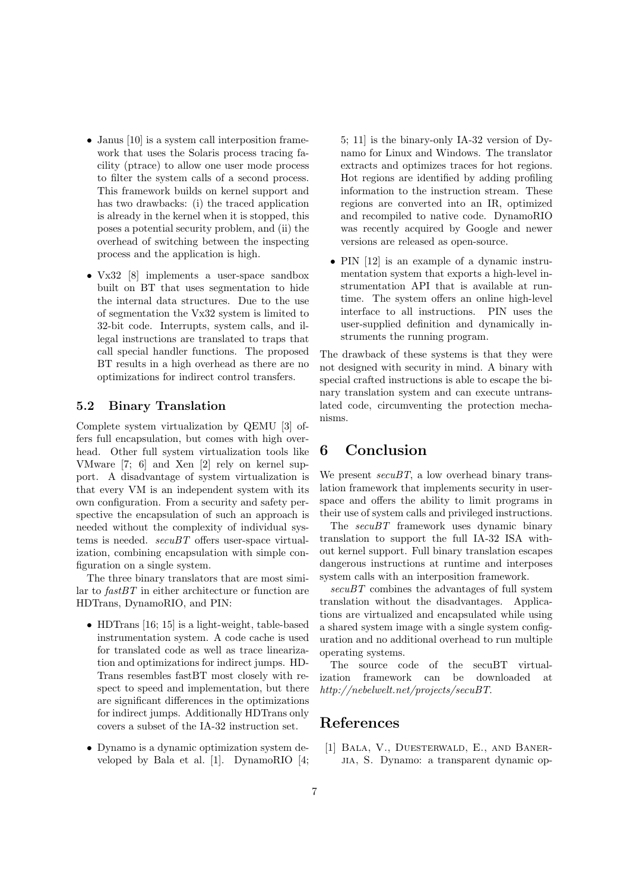- Janus [10] is a system call interposition framework that uses the Solaris process tracing facility (ptrace) to allow one user mode process to filter the system calls of a second process. This framework builds on kernel support and has two drawbacks: (i) the traced application is already in the kernel when it is stopped, this poses a potential security problem, and (ii) the overhead of switching between the inspecting process and the application is high.

- Vx32 [8] implements a user-space sandbox built on BT that uses segmentation to hide the internal data structures. Due to the use of segmentation the Vx32 system is limited to 32-bit code. Interrupts, system calls, and illegal instructions are translated to traps that call special handler functions. The proposed BT results in a high overhead as there are no optimizations for indirect control transfers.

### 5.2 Binary Translation

Complete system virtualization by QEMU [3] offers full encapsulation, but comes with high overhead. Other full system virtualization tools like VMware [7; 6] and Xen [2] rely on kernel support. A disadvantage of system virtualization is that every VM is an independent system with its own configuration. From a security and safety perspective the encapsulation of such an approach is needed without the complexity of individual systems is needed. *secuBT* offers user-space virtualization, combining encapsulation with simple configuration on a single system.

The three binary translators that are most similar to *fastBT* in either architecture or function are HDTrans, DynamoRIO, and PIN:

- HDTrans [16; 15] is a light-weight, table-based instrumentation system. A code cache is used for translated code as well as trace linearization and optimizations for indirect jumps. HDTrans resembles fastBT most closely with respect to speed and implementation, but there are significant differences in the optimizations for indirect jumps. Additionally HDTrans only covers a subset of the IA-32 instruction set.

- Dynamo is a dynamic optimization system developed by Bala et al. [1]. DynamoRIO [4; 5; 11] is the binary-only IA-32 version of Dynamo for Linux and Windows. The translator extracts and optimizes traces for hot regions. Hot regions are identified by adding profiling information to the instruction stream. These regions are converted into an IR, optimized and recompiled to native code. DynamoRIO was recently acquired by Google and newer versions are released as open-source.

- PIN [12] is an example of a dynamic instrumentation system that exports a high-level instrumentation API that is available at runtime. The system offers an online high-level interface to all instructions. PIN uses the user-supplied definition and dynamically instruments the running program.

The drawback of these systems is that they were not designed with security in mind. A binary with special crafted instructions is able to escape the binary translation system and can execute untranslated code, circumventing the protection mechanisms.

## 6 Conclusion

We present *secuBT*, a low overhead binary translation framework that implements security in user-space and offers the ability to limit programs in their use of system calls and privileged instructions.

The *secuBT* framework uses dynamic binary translation to support the full IA-32 ISA without kernel support. Full binary translation escapes dangerous instructions at runtime and interposes system calls with an interposition framework.

*secuBT* combines the advantages of full system translation without the disadvantages. Applications are virtualized and encapsulated while using a shared system image with a single system configuration and no additional overhead to run multiple operating systems.

The source code of the secuBT virtualization framework can be downloaded at *http://nebelwelt.net/projects/secuBT*.

## References

[1] Bala, V., Duesterwald, E., and Banerjia, S. Dynamo: a transparent dynamic op-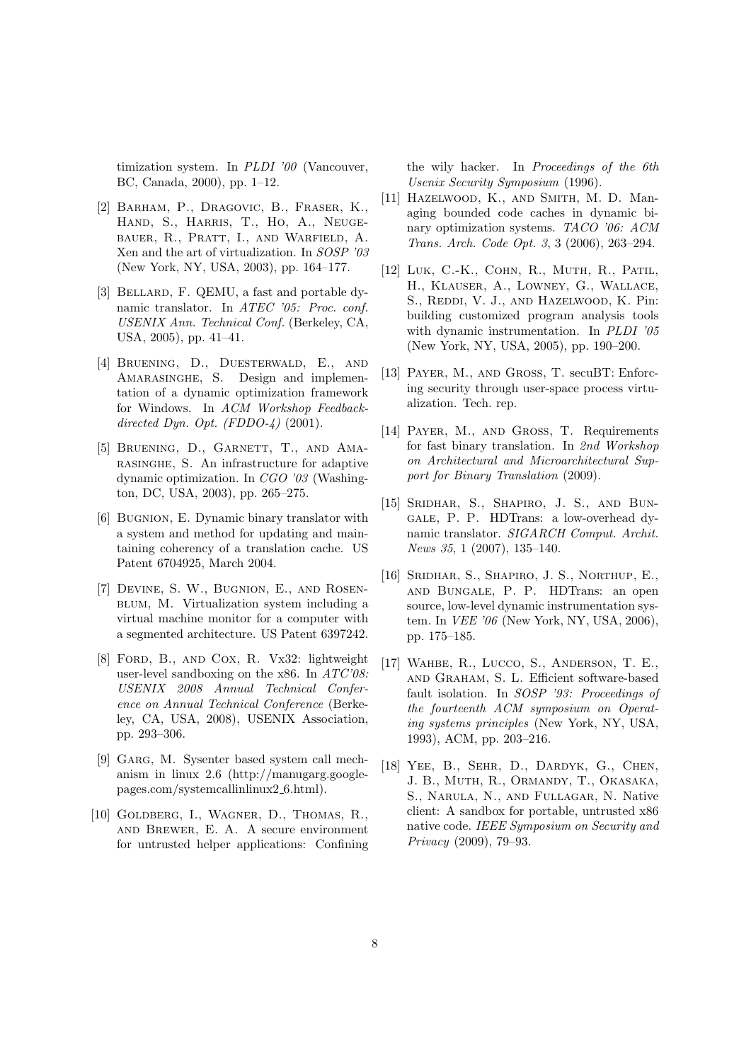timization system. In *PLDI '00* (Vancouver, BC, Canada, 2000), pp. 1–12.

[2] Barham, P., Dragovic, B., Fraser, K., Hand, S., Harris, T., Ho, A., Neugebauer, R., Pratt, I., and Warfield, A. Xen and the art of virtualization. In *SOSP '03* (New York, NY, USA, 2003), pp. 164–177.

[3] Bellard, F. QEMU, a fast and portable dynamic translator. In *ATEC '05: Proc. conf. USENIX Ann. Technical Conf.* (Berkeley, CA, USA, 2005), pp. 41–41.

[4] Bruening, D., Duesterwald, E., and Amarasinghe, S. Design and implementation of a dynamic optimization framework for Windows. In *ACM Workshop Feedback-directed Dyn. Opt. (FDDO-4)* (2001).

[5] Bruening, D., Garnett, T., and Amarasinghe, S. An infrastructure for adaptive dynamic optimization. In *CGO '03* (Washington, DC, USA, 2003), pp. 265–275.

[6] Bugnion, E. Dynamic binary translator with a system and method for updating and maintaining coherency of a translation cache. US Patent 6704925, March 2004.

[7] Devine, S. W., Bugnion, E., and Rosenblum, M. Virtualization system including a virtual machine monitor for a computer with a segmented architecture. US Patent 6397242.

[8] Ford, B., and Cox, R. Vx32: lightweight user-level sandboxing on the x86. In *ATC'08: USENIX 2008 Annual Technical Conference on Annual Technical Conference* (Berkeley, CA, USA, 2008), USENIX Association, pp. 293–306.

[9] Garg, M. Sysenter based system call mechanism in linux 2.6 (http://manugarg.googlepages.com/systemcallinlinux2_6.html).

[10] Goldberg, I., Wagner, D., Thomas, R., and Brewer, E. A. A secure environment for untrusted helper applications: Confining the wily hacker. In *Proceedings of the 6th Usenix Security Symposium* (1996).

[11] Hazelwood, K., and Smith, M. D. Managing bounded code caches in dynamic binary optimization systems. *TACO '06: ACM Trans. Arch. Code Opt. 3*, 3 (2006), 263–294.

[12] Luk, C.-K., Cohn, R., Muth, R., Patil, H., Klauser, A., Lowney, G., Wallace, S., Reddi, V. J., and Hazelwood, K. Pin: building customized program analysis tools with dynamic instrumentation. In *PLDI '05* (New York, NY, USA, 2005), pp. 190–200.

[13] Payer, M., and Gross, T. secuBT: Enforcing security through user-space process virtualization. Tech. rep.

[14] Payer, M., and Gross, T. Requirements for fast binary translation. In *2nd Workshop on Architectural and Microarchitectural Support for Binary Translation* (2009).

[15] Sridhar, S., Shapiro, J. S., and Bungale, P. P. HDTrans: a low-overhead dynamic translator. *SIGARCH Comput. Archit. News 35*, 1 (2007), 135–140.

[16] Sridhar, S., Shapiro, J. S., Northup, E., and Bungale, P. P. HDTrans: an open source, low-level dynamic instrumentation system. In *VEE '06* (New York, NY, USA, 2006), pp. 175–185.

[17] Wahbe, R., Lucco, S., Anderson, T. E., and Graham, S. L. Efficient software-based fault isolation. In *SOSP '93: Proceedings of the fourteenth ACM symposium on Operating systems principles* (New York, NY, USA, 1993), ACM, pp. 203–216.

[18] Yee, B., Sehr, D., Dardyk, G., Chen, J. B., Muth, R., Ormandy, T., Okasaka, S., Narula, N., and Fullagar, N. Native client: A sandbox for portable, untrusted x86 native code. *IEEE Symposium on Security and Privacy* (2009), 79–93.